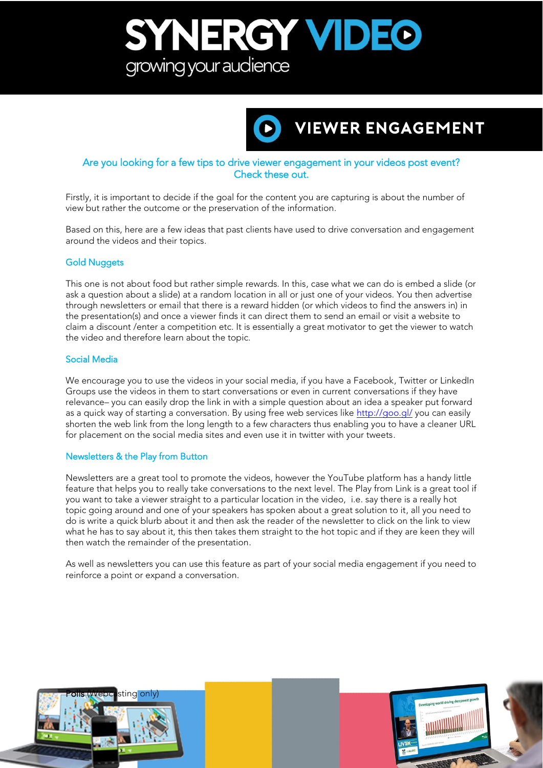# SYNERGY VIDEO

growing your audience

## VIEWER ENGAGEMENT

### Are you looking for a few tips to drive viewer engagement in your videos post event? Check these out.

Firstly, it is important to decide if the goal for the content you are capturing is about the number of view but rather the outcome or the preservation of the information.

Based on this, here are a few ideas that past clients have used to drive conversation and engagement around the videos and their topics.

### Gold Nuggets

This one is not about food but rather simple rewards. In this, case what we can do is embed a slide (or ask a question about a slide) at a random location in all or just one of your videos. You then advertise through newsletters or email that there is a reward hidden (or which videos to find the answers in) in the presentation(s) and once a viewer finds it can direct them to send an email or visit a website to claim a discount /enter a competition etc. It is essentially a great motivator to get the viewer to watch the video and therefore learn about the topic.

### Social Media

We encourage you to use the videos in your social media, if you have a Facebook, Twitter or LinkedIn Groups use the videos in them to start conversations or even in current conversations if they have relevance– you can easily drop the link in with a simple question about an idea a speaker put forward as a quick way of starting a conversation. By using free web services like http://goo.gl/ you can easily shorten the web link from the long length to a few characters thus enabling you to have a cleaner URL for placement on the social media sites and even use it in twitter with your tweets.

### Newsletters & the Play from Button

Newsletters are a great tool to promote the videos, however the YouTube platform has a handy little feature that helps you to really take conversations to the next level. The Play from Link is a great tool if you want to take a viewer straight to a particular location in the video, i.e. say there is a really hot topic going around and one of your speakers has spoken about a great solution to it, all you need to do is write a quick blurb about it and then ask the reader of the newsletter to click on the link to view what he has to say about it, this then takes them straight to the hot topic and if they are keen they will then watch the remainder of the presentation.

As well as newsletters you can use this feature as part of your social media engagement if you need to reinforce a point or expand a conversation.

Polls (Webcasting only)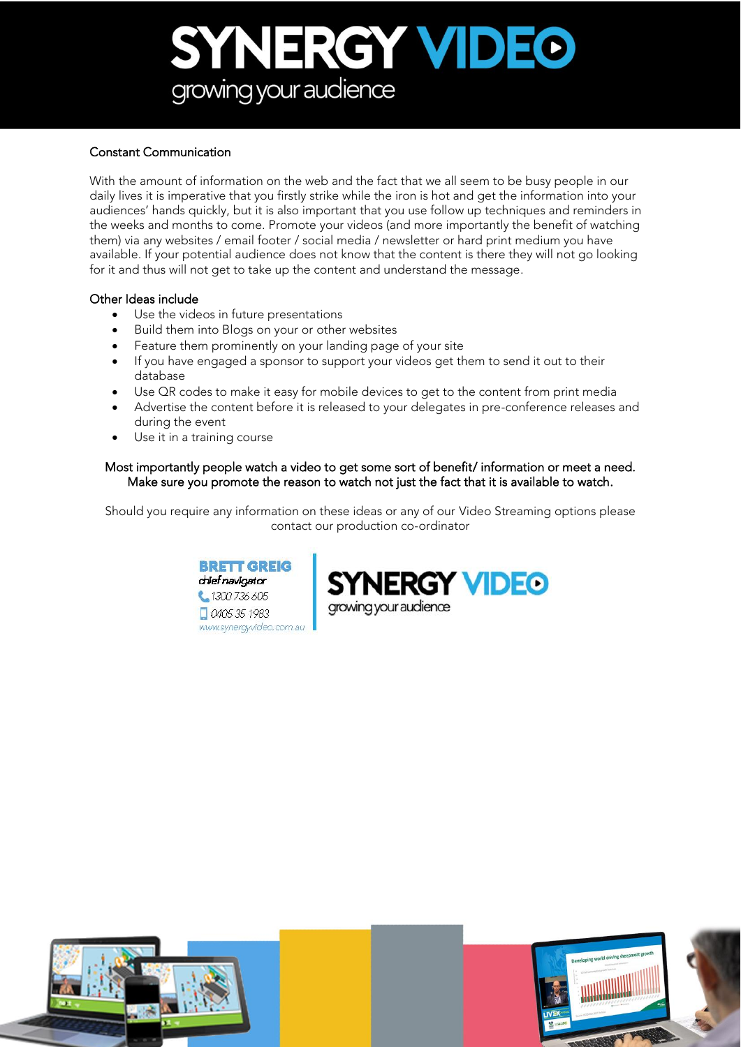# SYNERGY VIDEO

growing your audience

## Constant Communication

With the amount of information on the web and the fact that we all seem to be busy people in our daily lives it is imperative that you firstly strike while the iron is hot and get the information into your audiences' hands quickly, but it is also important that you use follow up techniques and reminders in the weeks and months to come. Promote your videos (and more importantly the benefit of watching them) via any websites / email footer / social media / newsletter or hard print medium you have available. If your potential audience does not know that the content is there they will not go looking for it and thus will not get to take up the content and understand the message.

## Other Ideas include

- Use the videos in future presentations
- Build them into Blogs on your or other websites
- Feature them prominently on your landing page of your site
- If you have engaged a sponsor to support your videos get them to send it out to their database
- Use QR codes to make it easy for mobile devices to get to the content from print media
- Advertise the content before it is released to your delegates in pre-conference releases and during the event
- Use it in a training course

Most importantly people watch a video to get some sort of benefit/ information or meet a need. Make sure you promote the reason to watch not just the fact that it is available to watch.

Should you require any information on these ideas or any of our Video Streaming options please contact our production co-ordinator

**BRETT GREIG**
*chief navigator*
1300 736 605
0405 35 1983
www.synergyvideo.com.au

SYNERGY VIDEO
growing your audience